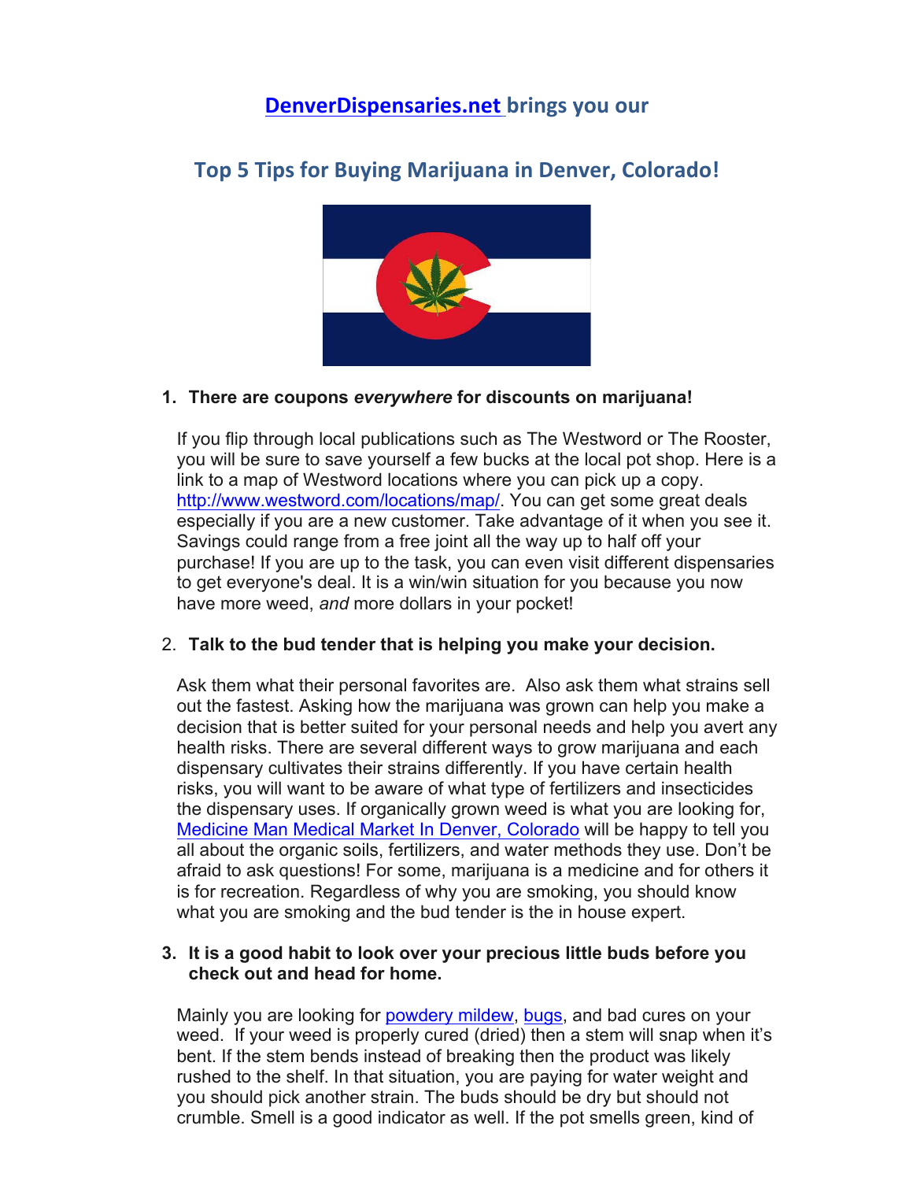# DenverDispensaries.net brings you our

## Top 5 Tips for Buying Marijuana in Denver, Colorado!

1. **There are coupons *everywhere* for discounts on marijuana!**

   If you flip through local publications such as The Westword or The Rooster, you will be sure to save yourself a few bucks at the local pot shop. Here is a link to a map of Westword locations where you can pick up a copy. http://www.westword.com/locations/map/. You can get some great deals especially if you are a new customer. Take advantage of it when you see it. Savings could range from a free joint all the way up to half off your purchase! If you are up to the task, you can even visit different dispensaries to get everyone's deal. It is a win/win situation for you because you now have more weed, *and* more dollars in your pocket!

2. **Talk to the bud tender that is helping you make your decision.**

   Ask them what their personal favorites are. Also ask them what strains sell out the fastest. Asking how the marijuana was grown can help you make a decision that is better suited for your personal needs and help you avert any health risks. There are several different ways to grow marijuana and each dispensary cultivates their strains differently. If you have certain health risks, you will want to be aware of what type of fertilizers and insecticides the dispensary uses. If organically grown weed is what you are looking for, Medicine Man Medical Market In Denver, Colorado will be happy to tell you all about the organic soils, fertilizers, and water methods they use. Don't be afraid to ask questions! For some, marijuana is a medicine and for others it is for recreation. Regardless of why you are smoking, you should know what you are smoking and the bud tender is the in house expert.

3. **It is a good habit to look over your precious little buds before you check out and head for home.**

   Mainly you are looking for powdery mildew, bugs, and bad cures on your weed. If your weed is properly cured (dried) then a stem will snap when it's bent. If the stem bends instead of breaking then the product was likely rushed to the shelf. In that situation, you are paying for water weight and you should pick another strain. The buds should be dry but should not crumble. Smell is a good indicator as well. If the pot smells green, kind of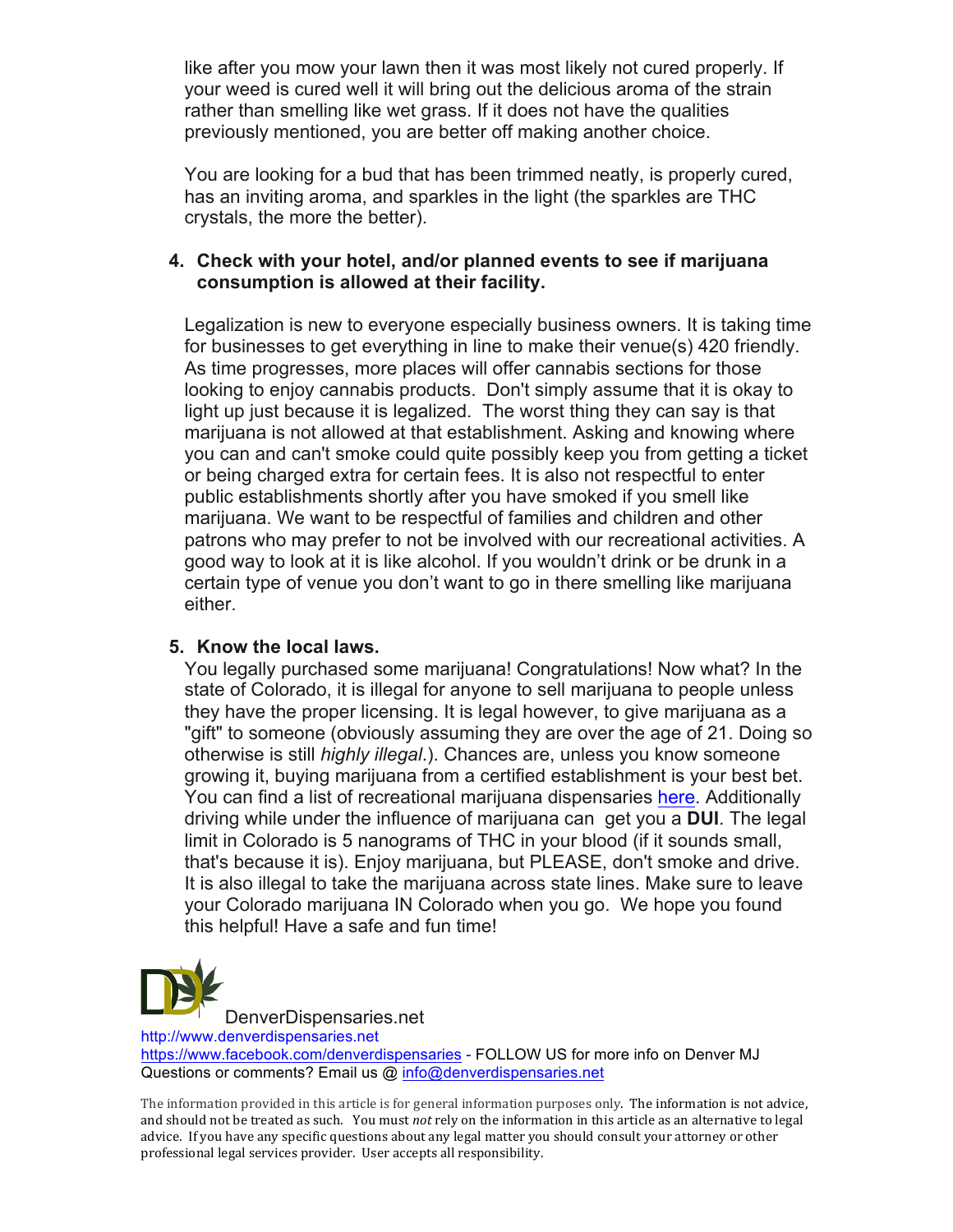like after you mow your lawn then it was most likely not cured properly. If your weed is cured well it will bring out the delicious aroma of the strain rather than smelling like wet grass. If it does not have the qualities previously mentioned, you are better off making another choice.

You are looking for a bud that has been trimmed neatly, is properly cured, has an inviting aroma, and sparkles in the light (the sparkles are THC crystals, the more the better).

4. **Check with your hotel, and/or planned events to see if marijuana consumption is allowed at their facility.**

   Legalization is new to everyone especially business owners. It is taking time for businesses to get everything in line to make their venue(s) 420 friendly. As time progresses, more places will offer cannabis sections for those looking to enjoy cannabis products. Don't simply assume that it is okay to light up just because it is legalized. The worst thing they can say is that marijuana is not allowed at that establishment. Asking and knowing where you can and can't smoke could quite possibly keep you from getting a ticket or being charged extra for certain fees. It is also not respectful to enter public establishments shortly after you have smoked if you smell like marijuana. We want to be respectful of families and children and other patrons who may prefer to not be involved with our recreational activities. A good way to look at it is like alcohol. If you wouldn't drink or be drunk in a certain type of venue you don't want to go in there smelling like marijuana either.

5. **Know the local laws.**

   You legally purchased some marijuana! Congratulations! Now what? In the state of Colorado, it is illegal for anyone to sell marijuana to people unless they have the proper licensing. It is legal however, to give marijuana as a "gift" to someone (obviously assuming they are over the age of 21. Doing so otherwise is still *highly illegal*.). Chances are, unless you know someone growing it, buying marijuana from a certified establishment is your best bet. You can find a list of recreational marijuana dispensaries here. Additionally driving while under the influence of marijuana can get you a **DUI**. The legal limit in Colorado is 5 nanograms of THC in your blood (if it sounds small, that's because it is). Enjoy marijuana, but PLEASE, don't smoke and drive. It is also illegal to take the marijuana across state lines. Make sure to leave your Colorado marijuana IN Colorado when you go. We hope you found this helpful! Have a safe and fun time!

DenverDispensaries.net

http://www.denverdispensaries.net

https://www.facebook.com/denverdispensaries - FOLLOW US for more info on Denver MJ

Questions or comments? Email us @ info@denverdispensaries.net

The information provided in this article is for general information purposes only. The information is not advice, and should not be treated as such. You must *not* rely on the information in this article as an alternative to legal advice. If you have any specific questions about any legal matter you should consult your attorney or other professional legal services provider. User accepts all responsibility.